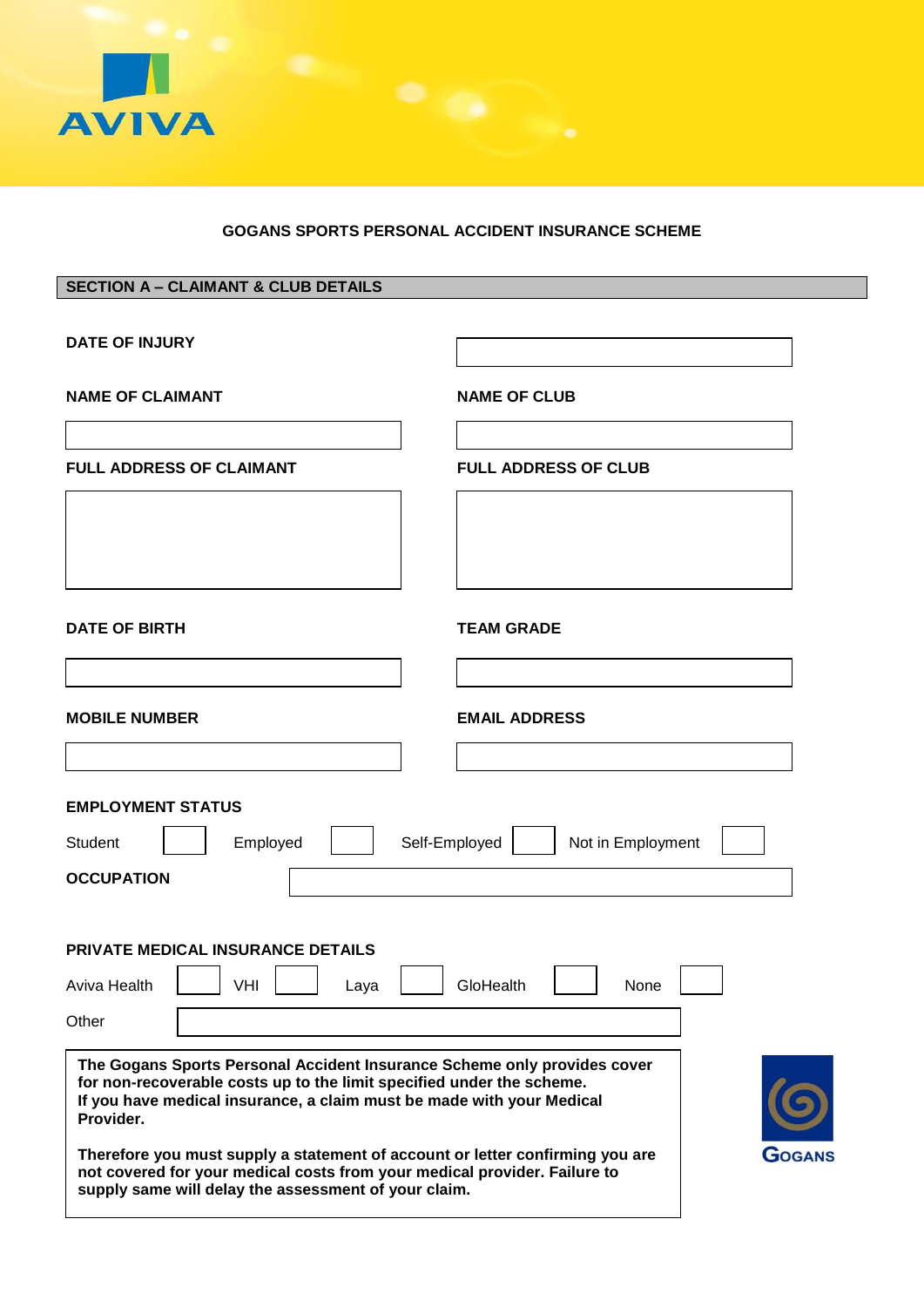AVIVA

## GOGANS SPORTS PERSONAL ACCIDENT INSURANCE SCHEME

### SECTION A – CLAIMANT & CLUB DETAILS

**DATE OF INJURY**

**NAME OF CLAIMANT**

**NAME OF CLUB**

**FULL ADDRESS OF CLAIMANT**

**FULL ADDRESS OF CLUB**

**DATE OF BIRTH**

**TEAM GRADE**

**MOBILE NUMBER**

**EMAIL ADDRESS**

**EMPLOYMENT STATUS**

Student ☐ Employed ☐ Self-Employed ☐ Not in Employment ☐

**OCCUPATION**

**PRIVATE MEDICAL INSURANCE DETAILS**

Aviva Health ☐ VHI ☐ Laya ☐ GloHealth ☐ None ☐

Other

**The Gogans Sports Personal Accident Insurance Scheme only provides cover for non-recoverable costs up to the limit specified under the scheme. If you have medical insurance, a claim must be made with your Medical Provider.**

**Therefore you must supply a statement of account or letter confirming you are not covered for your medical costs from your medical provider. Failure to supply same will delay the assessment of your claim.**

GOGANS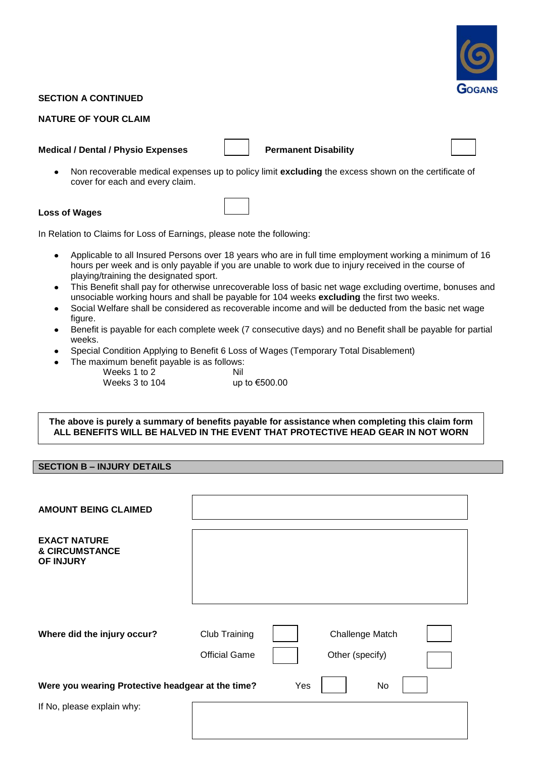GOGANS

**SECTION A CONTINUED**

**NATURE OF YOUR CLAIM**

**Medical / Dental / Physio Expenses** ☐ **Permanent Disability** ☐

- Non recoverable medical expenses up to policy limit **excluding** the excess shown on the certificate of cover for each and every claim.

**Loss of Wages** ☐

In Relation to Claims for Loss of Earnings, please note the following:

- Applicable to all Insured Persons over 18 years who are in full time employment working a minimum of 16 hours per week and is only payable if you are unable to work due to injury received in the course of playing/training the designated sport.
- This Benefit shall pay for otherwise unrecoverable loss of basic net wage excluding overtime, bonuses and unsociable working hours and shall be payable for 104 weeks **excluding** the first two weeks.
- Social Welfare shall be considered as recoverable income and will be deducted from the basic net wage figure.
- Benefit is payable for each complete week (7 consecutive days) and no Benefit shall be payable for partial weeks.
- Special Condition Applying to Benefit 6 Loss of Wages (Temporary Total Disablement)
- The maximum benefit payable is as follows:

| | |
|---|---|
| Weeks 1 to 2 | Nil |
| Weeks 3 to 104 | up to €500.00 |

**The above is purely a summary of benefits payable for assistance when completing this claim form**
**ALL BENEFITS WILL BE HALVED IN THE EVENT THAT PROTECTIVE HEAD GEAR IN NOT WORN**

## SECTION B – INJURY DETAILS

**AMOUNT BEING CLAIMED** ____________________

**EXACT NATURE & CIRCUMSTANCE OF INJURY** ____________________

**Where did the injury occur?**

Club Training ☐ Challenge Match ☐

Official Game ☐ Other (specify) ☐

**Were you wearing Protective headgear at the time?** Yes ☐ No ☐

If No, please explain why: ____________________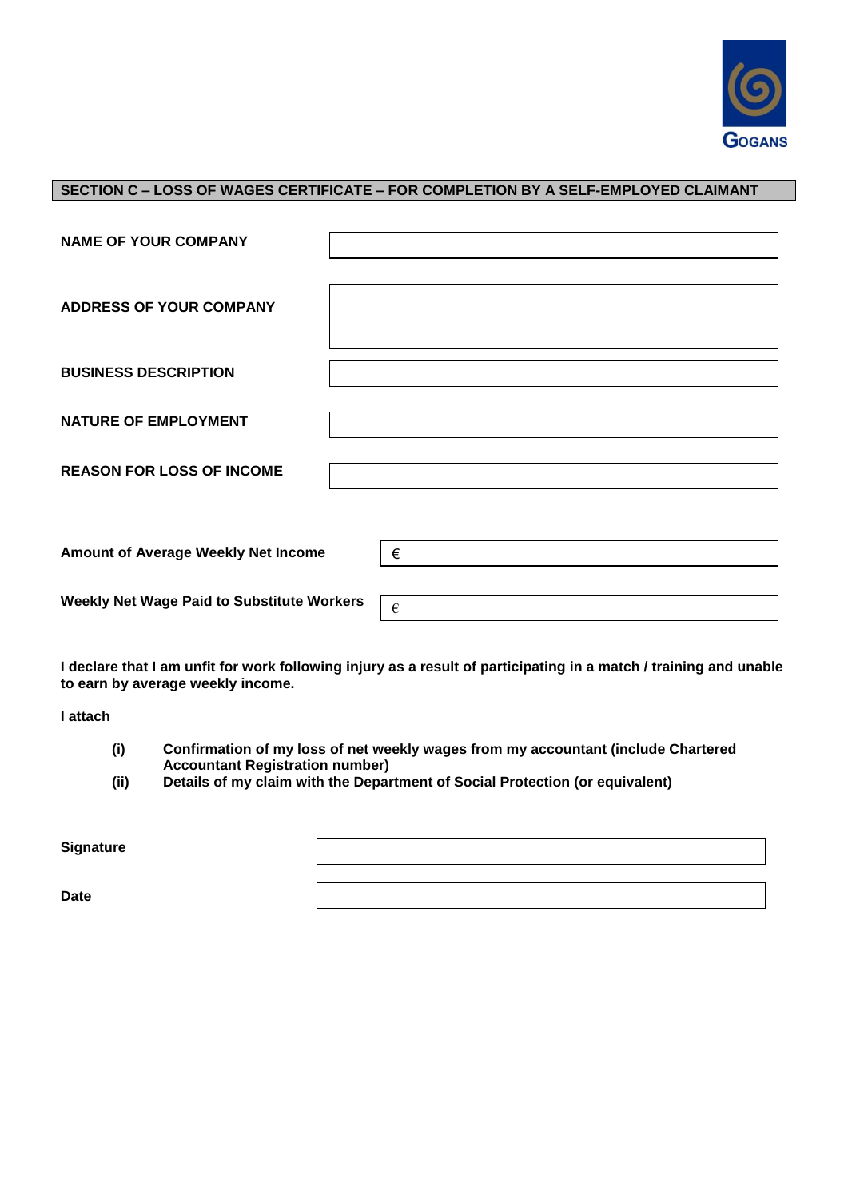GOGANS

## SECTION C – LOSS OF WAGES CERTIFICATE – FOR COMPLETION BY A SELF-EMPLOYED CLAIMANT

| | |
|---|---|
| **NAME OF YOUR COMPANY** | |
| **ADDRESS OF YOUR COMPANY** | |
| **BUSINESS DESCRIPTION** | |
| **NATURE OF EMPLOYMENT** | |
| **REASON FOR LOSS OF INCOME** | |

| | |
|---|---|
| **Amount of Average Weekly Net Income** | € |
| **Weekly Net Wage Paid to Substitute Workers** | € |

**I declare that I am unfit for work following injury as a result of participating in a match / training and unable to earn by average weekly income.**

**I attach**

- **(i)** **Confirmation of my loss of net weekly wages from my accountant (include Chartered Accountant Registration number)**
- **(ii)** **Details of my claim with the Department of Social Protection (or equivalent)**

| | |
|---|---|
| **Signature** | |
| **Date** | |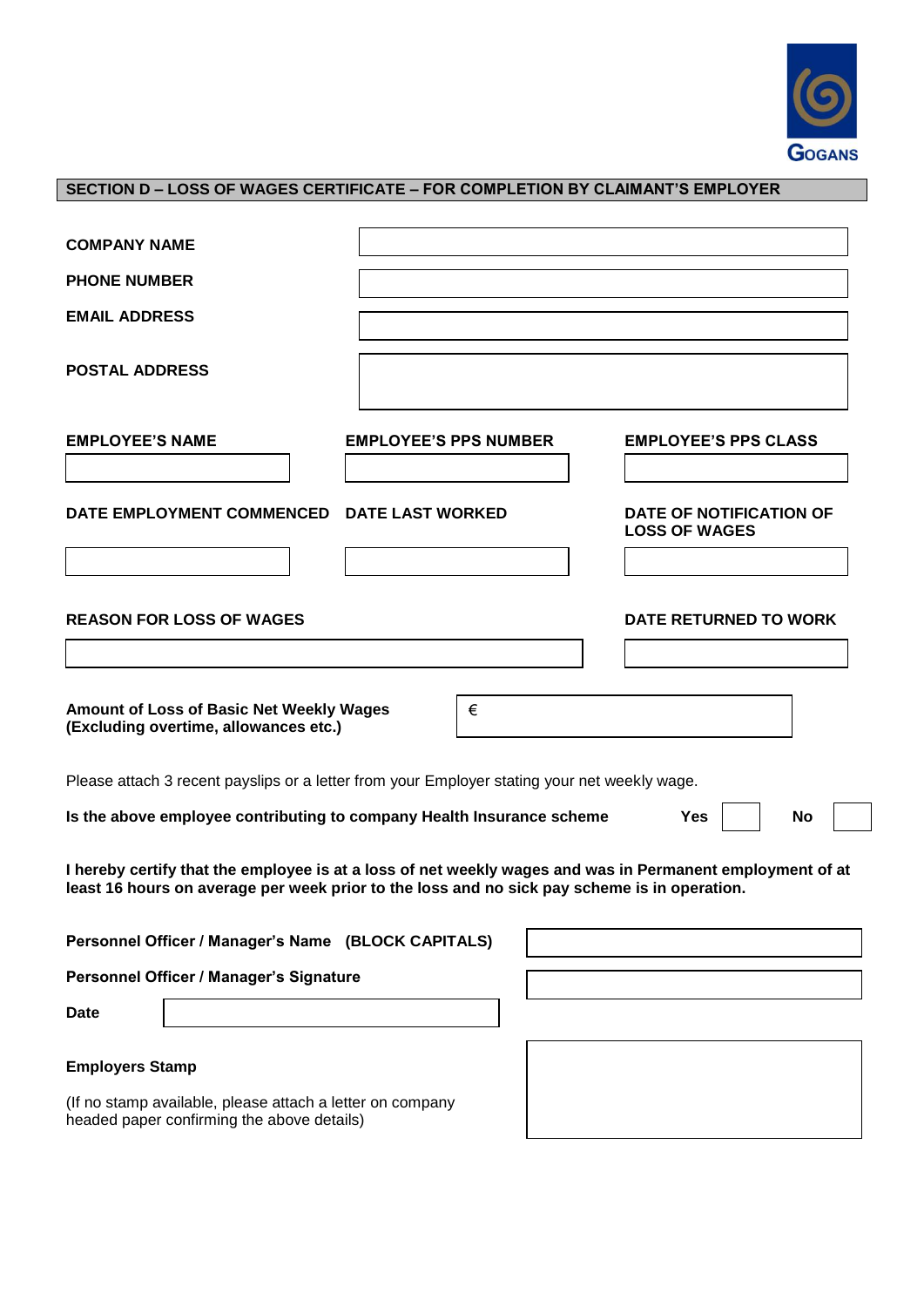GOGANS

## SECTION D – LOSS OF WAGES CERTIFICATE – FOR COMPLETION BY CLAIMANT'S EMPLOYER

**COMPANY NAME**

**PHONE NUMBER**

**EMAIL ADDRESS**

**POSTAL ADDRESS**

| EMPLOYEE'S NAME | EMPLOYEE'S PPS NUMBER | EMPLOYEE'S PPS CLASS |
|---|---|---|
| | | |

| DATE EMPLOYMENT COMMENCED | DATE LAST WORKED | DATE OF NOTIFICATION OF LOSS OF WAGES |
|---|---|---|
| | | |

| REASON FOR LOSS OF WAGES | DATE RETURNED TO WORK |
|---|---|
| | |

**Amount of Loss of Basic Net Weekly Wages (Excluding overtime, allowances etc.)** €

Please attach 3 recent payslips or a letter from your Employer stating your net weekly wage.

**Is the above employee contributing to company Health Insurance scheme** **Yes** ☐ **No** ☐

**I hereby certify that the employee is at a loss of net weekly wages and was in Permanent employment of at least 16 hours on average per week prior to the loss and no sick pay scheme is in operation.**

**Personnel Officer / Manager's Name (BLOCK CAPITALS)**

**Personnel Officer / Manager's Signature**

**Date**

**Employers Stamp**

(If no stamp available, please attach a letter on company headed paper confirming the above details)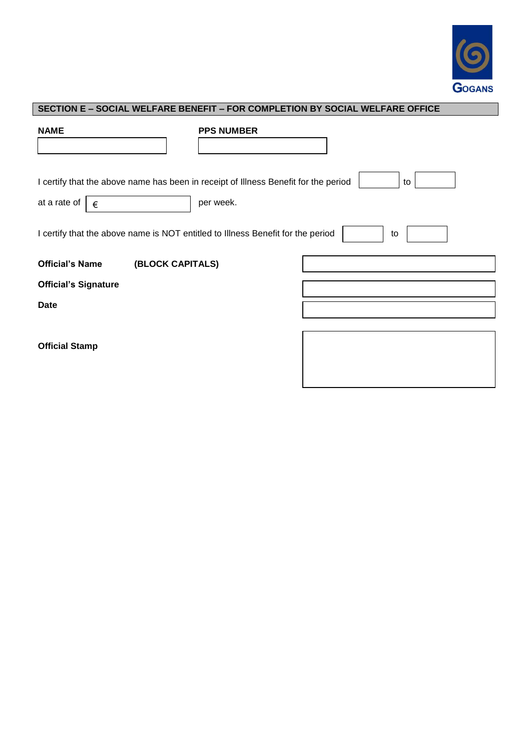GOGANS

## SECTION E – SOCIAL WELFARE BENEFIT – FOR COMPLETION BY SOCIAL WELFARE OFFICE

**NAME** ____________________ **PPS NUMBER** ____________________

I certify that the above name has been in receipt of Illness Benefit for the period ________ to ________

at a rate of € ____________ per week.

I certify that the above name is NOT entitled to Illness Benefit for the period ________ to ________

**Official's Name (BLOCK CAPITALS)** ____________________

**Official's Signature** ____________________

**Date** ____________________

**Official Stamp** ____________________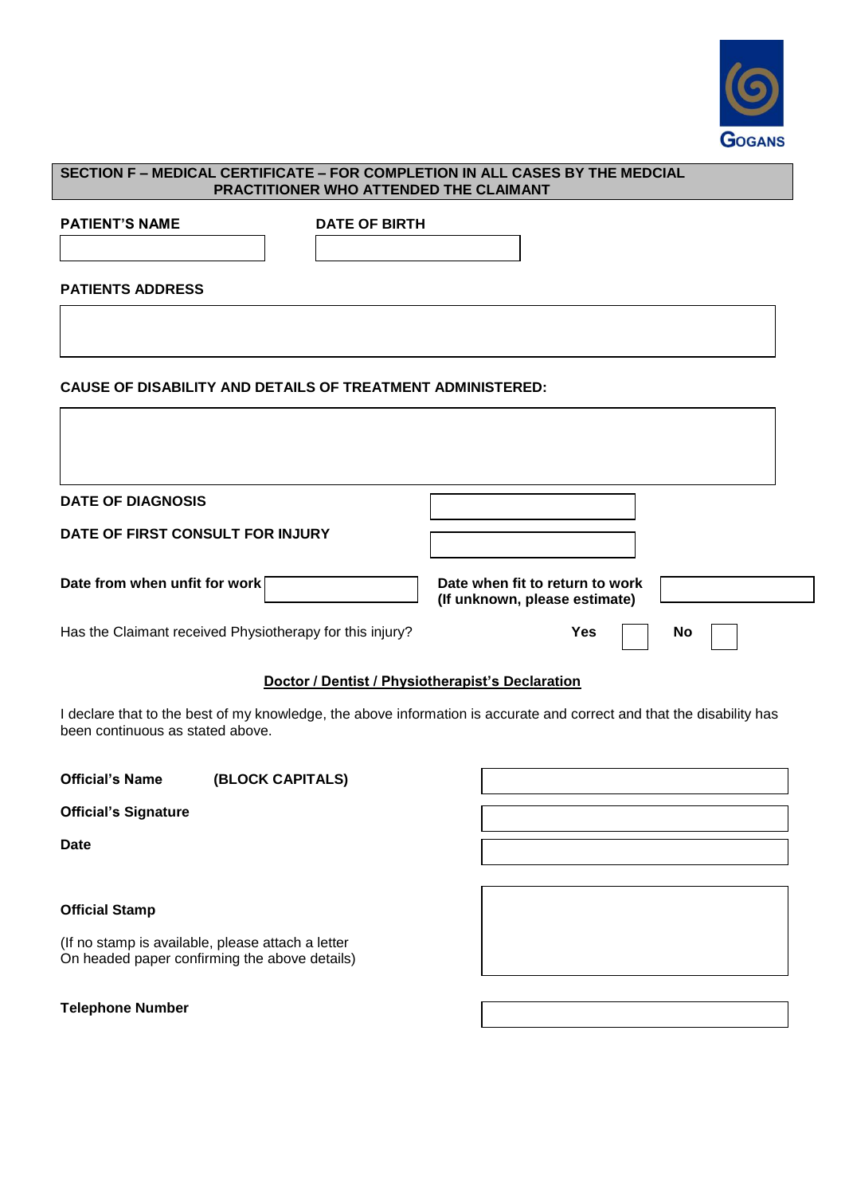GOGANS

## SECTION F – MEDICAL CERTIFICATE – FOR COMPLETION IN ALL CASES BY THE MEDCIAL PRACTITIONER WHO ATTENDED THE CLAIMANT

**PATIENT'S NAME** ____________________

**DATE OF BIRTH** ____________________

**PATIENTS ADDRESS**

____________________

**CAUSE OF DISABILITY AND DETAILS OF TREATMENT ADMINISTERED:**

____________________

**DATE OF DIAGNOSIS** ____________________

**DATE OF FIRST CONSULT FOR INJURY** ____________________

**Date from when unfit for work** ____________________

**Date when fit to return to work (If unknown, please estimate)** ____________________

Has the Claimant received Physiotherapy for this injury? **Yes** ☐ **No** ☐

**<u>Doctor / Dentist / Physiotherapist's Declaration</u>**

I declare that to the best of my knowledge, the above information is accurate and correct and that the disability has been continuous as stated above.

**Official's Name** **(BLOCK CAPITALS)** ____________________

**Official's Signature** ____________________

**Date** ____________________

**Official Stamp** ____________________

(If no stamp is available, please attach a letter
On headed paper confirming the above details)

**Telephone Number** ____________________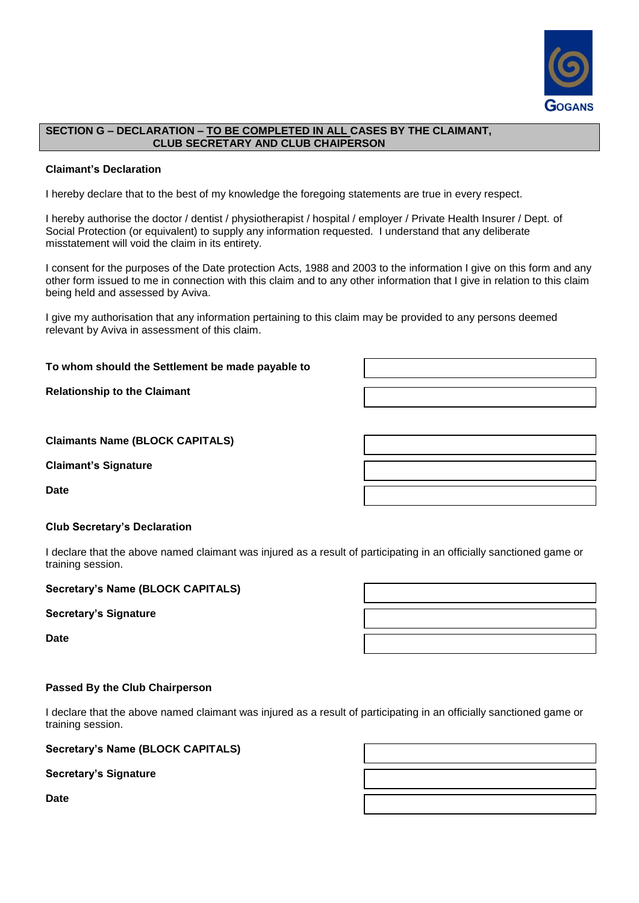GOGANS

## SECTION G – DECLARATION – <u>TO BE COMPLETED IN ALL</u> CASES BY THE CLAIMANT, CLUB SECRETARY AND CLUB CHAIPERSON

**Claimant's Declaration**

I hereby declare that to the best of my knowledge the foregoing statements are true in every respect.

I hereby authorise the doctor / dentist / physiotherapist / hospital / employer / Private Health Insurer / Dept. of Social Protection (or equivalent) to supply any information requested. I understand that any deliberate misstatement will void the claim in its entirety.

I consent for the purposes of the Date protection Acts, 1988 and 2003 to the information I give on this form and any other form issued to me in connection with this claim and to any other information that I give in relation to this claim being held and assessed by Aviva.

I give my authorisation that any information pertaining to this claim may be provided to any persons deemed relevant by Aviva in assessment of this claim.

| | |
|---|---|
| **To whom should the Settlement be made payable to** | |
| **Relationship to the Claimant** | |

| | |
|---|---|
| **Claimants Name (BLOCK CAPITALS)** | |
| **Claimant's Signature** | |
| **Date** | |

**Club Secretary's Declaration**

I declare that the above named claimant was injured as a result of participating in an officially sanctioned game or training session.

| | |
|---|---|
| **Secretary's Name (BLOCK CAPITALS)** | |
| **Secretary's Signature** | |
| **Date** | |

**Passed By the Club Chairperson**

I declare that the above named claimant was injured as a result of participating in an officially sanctioned game or training session.

| | |
|---|---|
| **Secretary's Name (BLOCK CAPITALS)** | |
| **Secretary's Signature** | |
| **Date** | |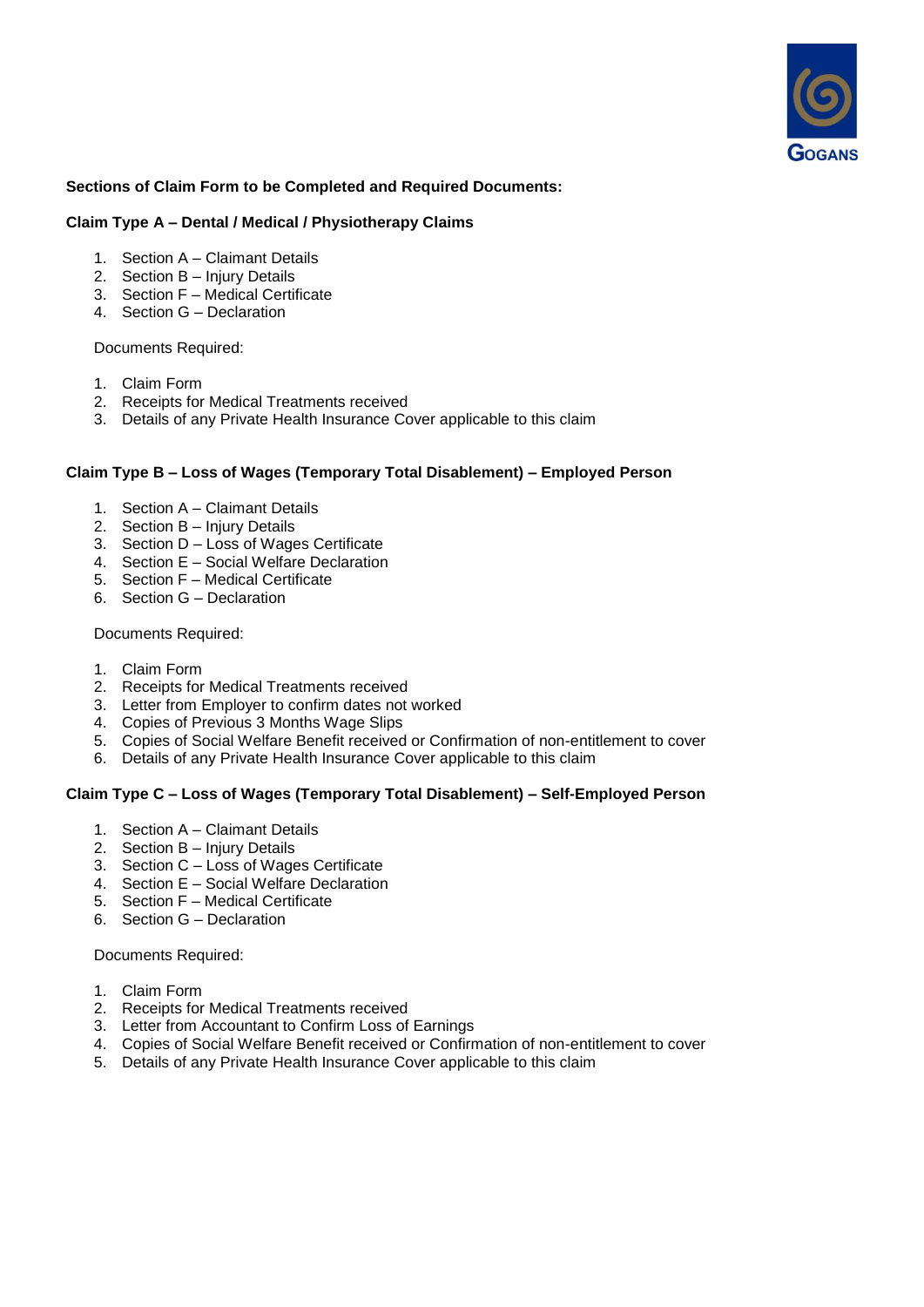**Sections of Claim Form to be Completed and Required Documents:**

**Claim Type A – Dental / Medical / Physiotherapy Claims**

1. Section A – Claimant Details
2. Section B – Injury Details
3. Section F – Medical Certificate
4. Section G – Declaration

Documents Required:

1. Claim Form
2. Receipts for Medical Treatments received
3. Details of any Private Health Insurance Cover applicable to this claim

**Claim Type B – Loss of Wages (Temporary Total Disablement) – Employed Person**

1. Section A – Claimant Details
2. Section B – Injury Details
3. Section D – Loss of Wages Certificate
4. Section E – Social Welfare Declaration
5. Section F – Medical Certificate
6. Section G – Declaration

Documents Required:

1. Claim Form
2. Receipts for Medical Treatments received
3. Letter from Employer to confirm dates not worked
4. Copies of Previous 3 Months Wage Slips
5. Copies of Social Welfare Benefit received or Confirmation of non-entitlement to cover
6. Details of any Private Health Insurance Cover applicable to this claim

**Claim Type C – Loss of Wages (Temporary Total Disablement) – Self-Employed Person**

1. Section A – Claimant Details
2. Section B – Injury Details
3. Section C – Loss of Wages Certificate
4. Section E – Social Welfare Declaration
5. Section F – Medical Certificate
6. Section G – Declaration

Documents Required:

1. Claim Form
2. Receipts for Medical Treatments received
3. Letter from Accountant to Confirm Loss of Earnings
4. Copies of Social Welfare Benefit received or Confirmation of non-entitlement to cover
5. Details of any Private Health Insurance Cover applicable to this claim